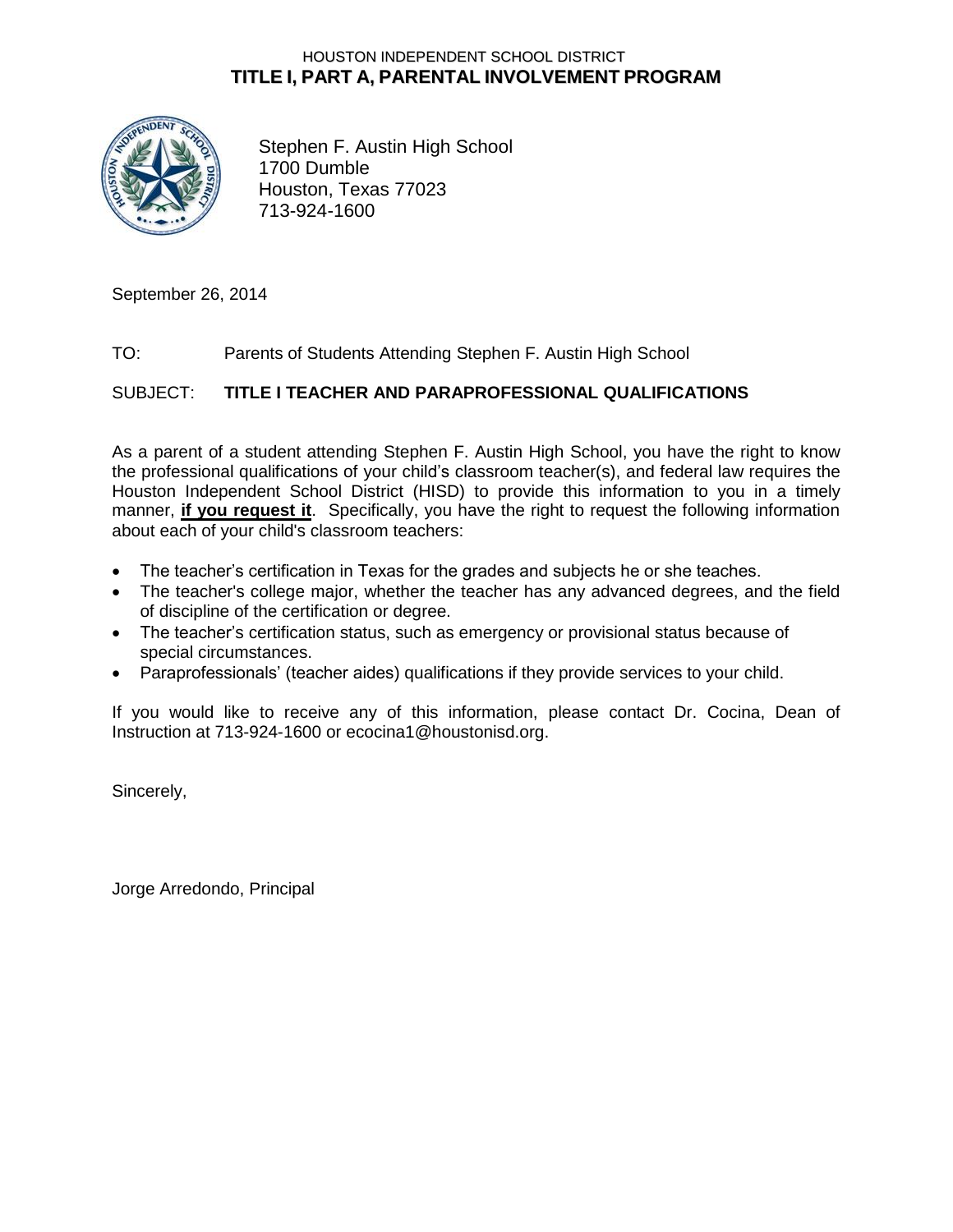HOUSTON INDEPENDENT SCHOOL DISTRICT

# TITLE I, PART A, PARENTAL INVOLVEMENT PROGRAM

Stephen F. Austin High School
1700 Dumble
Houston, Texas 77023
713-924-1600

September 26, 2014

TO: Parents of Students Attending Stephen F. Austin High School

SUBJECT: **TITLE I TEACHER AND PARAPROFESSIONAL QUALIFICATIONS**

As a parent of a student attending Stephen F. Austin High School, you have the right to know the professional qualifications of your child's classroom teacher(s), and federal law requires the Houston Independent School District (HISD) to provide this information to you in a timely manner, **if you request it**. Specifically, you have the right to request the following information about each of your child's classroom teachers:

- The teacher's certification in Texas for the grades and subjects he or she teaches.
- The teacher's college major, whether the teacher has any advanced degrees, and the field of discipline of the certification or degree.
- The teacher's certification status, such as emergency or provisional status because of special circumstances.
- Paraprofessionals' (teacher aides) qualifications if they provide services to your child.

If you would like to receive any of this information, please contact Dr. Cocina, Dean of Instruction at 713-924-1600 or ecocina1@houstonisd.org.

Sincerely,

Jorge Arredondo, Principal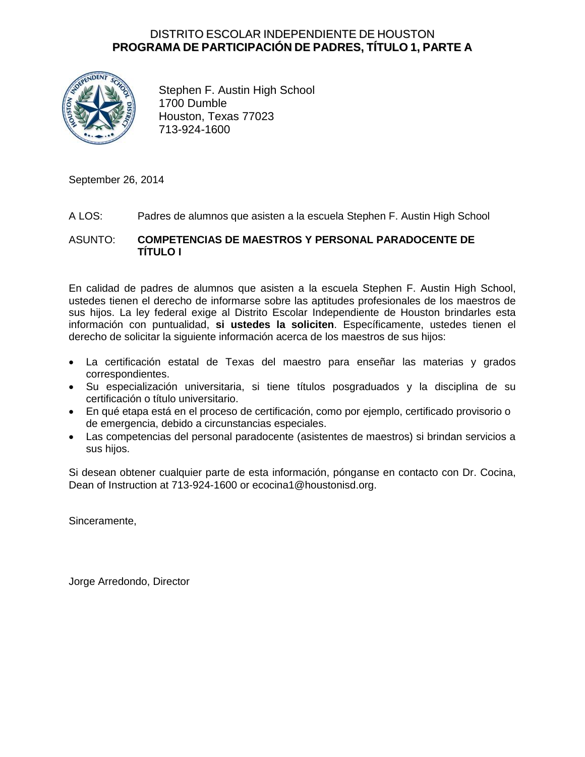DISTRITO ESCOLAR INDEPENDIENTE DE HOUSTON
**PROGRAMA DE PARTICIPACIÓN DE PADRES, TÍTULO 1, PARTE A**

Stephen F. Austin High School
1700 Dumble
Houston, Texas 77023
713-924-1600

September 26, 2014

A LOS: Padres de alumnos que asisten a la escuela Stephen F. Austin High School

ASUNTO: **COMPETENCIAS DE MAESTROS Y PERSONAL PARADOCENTE DE TÍTULO I**

En calidad de padres de alumnos que asisten a la escuela Stephen F. Austin High School, ustedes tienen el derecho de informarse sobre las aptitudes profesionales de los maestros de sus hijos. La ley federal exige al Distrito Escolar Independiente de Houston brindarles esta información con puntualidad, **si ustedes la soliciten**. Específicamente, ustedes tienen el derecho de solicitar la siguiente información acerca de los maestros de sus hijos:

- La certificación estatal de Texas del maestro para enseñar las materias y grados correspondientes.
- Su especialización universitaria, si tiene títulos posgraduados y la disciplina de su certificación o título universitario.
- En qué etapa está en el proceso de certificación, como por ejemplo, certificado provisorio o de emergencia, debido a circunstancias especiales.
- Las competencias del personal paradocente (asistentes de maestros) si brindan servicios a sus hijos.

Si desean obtener cualquier parte de esta información, pónganse en contacto con Dr. Cocina, Dean of Instruction at 713-924-1600 or ecocina1@houstonisd.org.

Sinceramente,

Jorge Arredondo, Director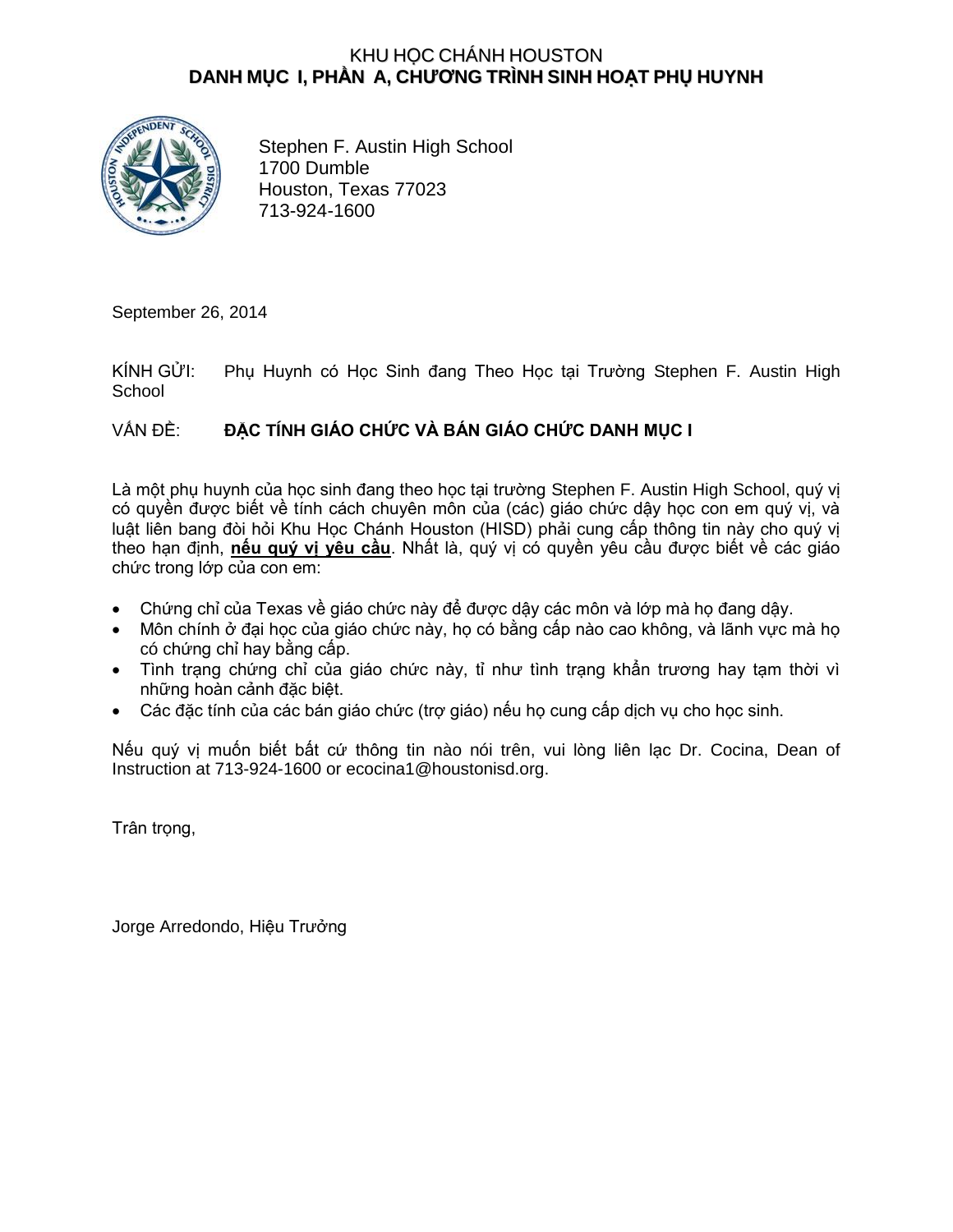KHU HỌC CHÁNH HOUSTON

**DANH MỤC I, PHẦN A, CHƯƠNG TRÌNH SINH HOẠT PHỤ HUYNH**

Stephen F. Austin High School
1700 Dumble
Houston, Texas 77023
713-924-1600

September 26, 2014

KÍNH GỬI: Phụ Huynh có Học Sinh đang Theo Học tại Trường Stephen F. Austin High School

VẤN ĐỀ: **ĐẶC TÍNH GIÁO CHỨC VÀ BÁN GIÁO CHỨC DANH MỤC I**

Là một phụ huynh của học sinh đang theo học tại trường Stephen F. Austin High School, quý vị có quyền được biết về tính cách chuyên môn của (các) giáo chức dậy học con em quý vị, và luật liên bang đòi hỏi Khu Học Chánh Houston (HISD) phải cung cấp thông tin này cho quý vị theo hạn định, **<u>nếu quý vị yêu cầu</u>**. Nhất là, quý vị có quyền yêu cầu được biết về các giáo chức trong lớp của con em:

- Chứng chỉ của Texas về giáo chức này để được dậy các môn và lớp mà họ đang dậy.
- Môn chính ở đại học của giáo chức này, họ có bằng cấp nào cao không, và lãnh vực mà họ có chứng chỉ hay bằng cấp.
- Tình trạng chứng chỉ của giáo chức này, tỉ như tình trạng khẩn trương hay tạm thời vì những hoàn cảnh đặc biệt.
- Các đặc tính của các bán giáo chức (trợ giáo) nếu họ cung cấp dịch vụ cho học sinh.

Nếu quý vị muốn biết bất cứ thông tin nào nói trên, vui lòng liên lạc Dr. Cocina, Dean of Instruction at 713-924-1600 or ecocina1@houstonisd.org.

Trân trọng,

Jorge Arredondo, Hiệu Trưởng